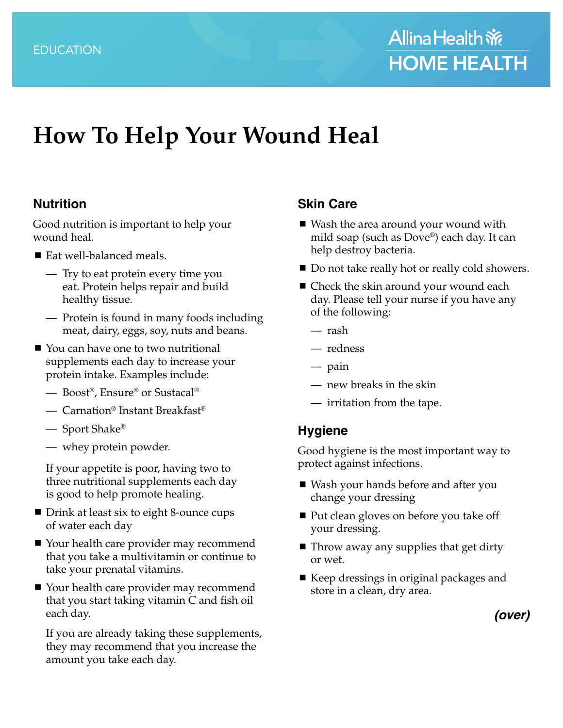EDUCATION

Allina Health
HOME HEALTH

# How To Help Your Wound Heal

## Nutrition

Good nutrition is important to help your wound heal.

- Eat well-balanced meals.
  - Try to eat protein every time you eat. Protein helps repair and build healthy tissue.
  - Protein is found in many foods including meat, dairy, eggs, soy, nuts and beans.
- You can have one to two nutritional supplements each day to increase your protein intake. Examples include:
  - Boost®, Ensure® or Sustacal®
  - Carnation® Instant Breakfast®
  - Sport Shake®
  - whey protein powder.

  If your appetite is poor, having two to three nutritional supplements each day is good to help promote healing.
- Drink at least six to eight 8-ounce cups of water each day
- Your health care provider may recommend that you take a multivitamin or continue to take your prenatal vitamins.
- Your health care provider may recommend that you start taking vitamin C and fish oil each day.

  If you are already taking these supplements, they may recommend that you increase the amount you take each day.

## Skin Care

- Wash the area around your wound with mild soap (such as Dove®) each day. It can help destroy bacteria.
- Do not take really hot or really cold showers.
- Check the skin around your wound each day. Please tell your nurse if you have any of the following:
  - rash
  - redness
  - pain
  - new breaks in the skin
  - irritation from the tape.

## Hygiene

Good hygiene is the most important way to protect against infections.

- Wash your hands before and after you change your dressing
- Put clean gloves on before you take off your dressing.
- Throw away any supplies that get dirty or wet.
- Keep dressings in original packages and store in a clean, dry area.

***(over)***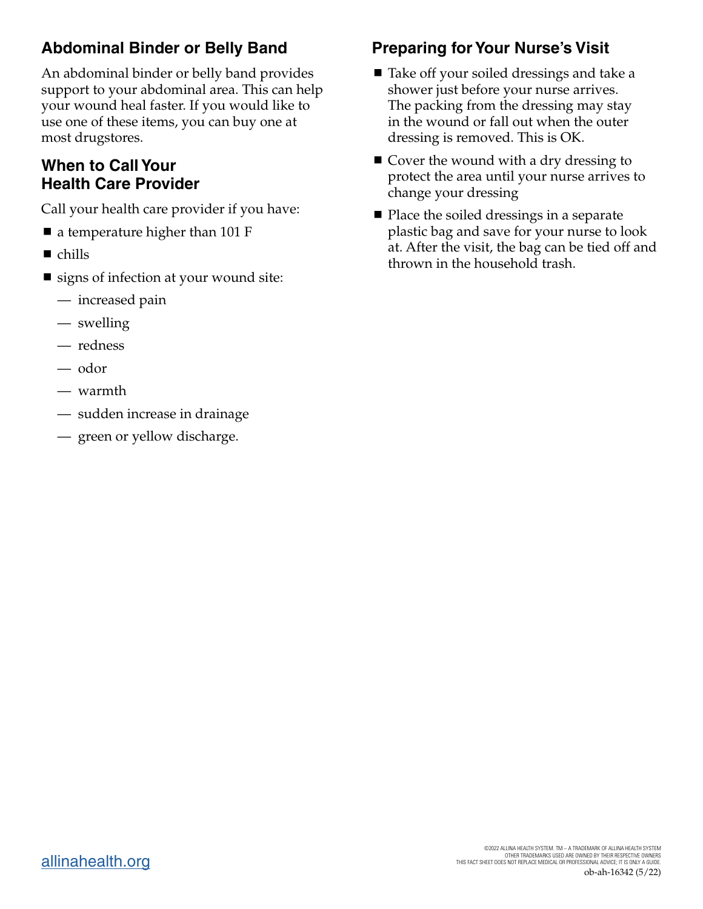## Abdominal Binder or Belly Band

An abdominal binder or belly band provides support to your abdominal area. This can help your wound heal faster. If you would like to use one of these items, you can buy one at most drugstores.

## When to Call Your Health Care Provider

Call your health care provider if you have:

- a temperature higher than 101 F
- chills
- signs of infection at your wound site:
  - increased pain
  - swelling
  - redness
  - odor
  - warmth
  - sudden increase in drainage
  - green or yellow discharge.

## Preparing for Your Nurse's Visit

- Take off your soiled dressings and take a shower just before your nurse arrives. The packing from the dressing may stay in the wound or fall out when the outer dressing is removed. This is OK.
- Cover the wound with a dry dressing to protect the area until your nurse arrives to change your dressing
- Place the soiled dressings in a separate plastic bag and save for your nurse to look at. After the visit, the bag can be tied off and thrown in the household trash.

allinahealth.org

©2022 ALLINA HEALTH SYSTEM. TM – A TRADEMARK OF ALLINA HEALTH SYSTEM
OTHER TRADEMARKS USED ARE OWNED BY THEIR RESPECTIVE OWNERS
THIS FACT SHEET DOES NOT REPLACE MEDICAL OR PROFESSIONAL ADVICE; IT IS ONLY A GUIDE.
ob-ah-16342 (5/22)